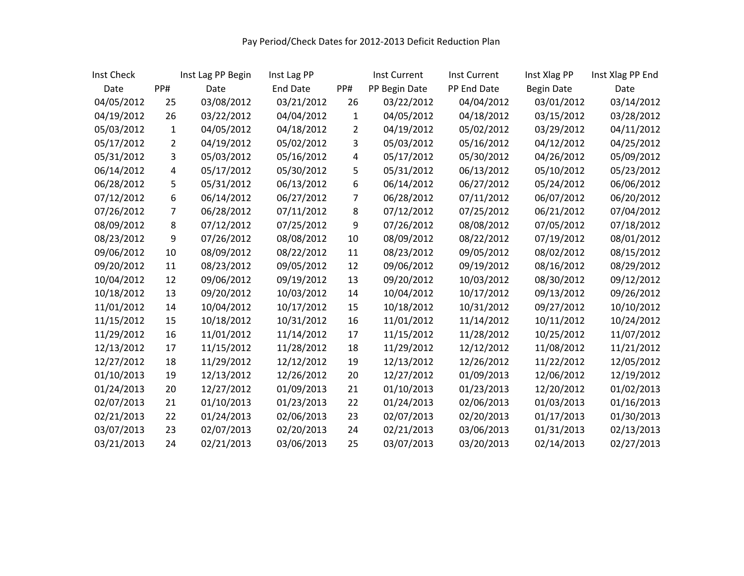# Pay Period/Check Dates for 2012-2013 Deficit Reduction Plan

| Inst Check Date | PP# | Inst Lag PP Begin Date | Inst Lag PP End Date | PP# | Inst Current PP Begin Date | Inst Current PP End Date | Inst Xlag PP Begin Date | Inst Xlag PP End Date |
|---|---|---|---|---|---|---|---|---|
| 04/05/2012 | 25 | 03/08/2012 | 03/21/2012 | 26 | 03/22/2012 | 04/04/2012 | 03/01/2012 | 03/14/2012 |
| 04/19/2012 | 26 | 03/22/2012 | 04/04/2012 | 1 | 04/05/2012 | 04/18/2012 | 03/15/2012 | 03/28/2012 |
| 05/03/2012 | 1 | 04/05/2012 | 04/18/2012 | 2 | 04/19/2012 | 05/02/2012 | 03/29/2012 | 04/11/2012 |
| 05/17/2012 | 2 | 04/19/2012 | 05/02/2012 | 3 | 05/03/2012 | 05/16/2012 | 04/12/2012 | 04/25/2012 |
| 05/31/2012 | 3 | 05/03/2012 | 05/16/2012 | 4 | 05/17/2012 | 05/30/2012 | 04/26/2012 | 05/09/2012 |
| 06/14/2012 | 4 | 05/17/2012 | 05/30/2012 | 5 | 05/31/2012 | 06/13/2012 | 05/10/2012 | 05/23/2012 |
| 06/28/2012 | 5 | 05/31/2012 | 06/13/2012 | 6 | 06/14/2012 | 06/27/2012 | 05/24/2012 | 06/06/2012 |
| 07/12/2012 | 6 | 06/14/2012 | 06/27/2012 | 7 | 06/28/2012 | 07/11/2012 | 06/07/2012 | 06/20/2012 |
| 07/26/2012 | 7 | 06/28/2012 | 07/11/2012 | 8 | 07/12/2012 | 07/25/2012 | 06/21/2012 | 07/04/2012 |
| 08/09/2012 | 8 | 07/12/2012 | 07/25/2012 | 9 | 07/26/2012 | 08/08/2012 | 07/05/2012 | 07/18/2012 |
| 08/23/2012 | 9 | 07/26/2012 | 08/08/2012 | 10 | 08/09/2012 | 08/22/2012 | 07/19/2012 | 08/01/2012 |
| 09/06/2012 | 10 | 08/09/2012 | 08/22/2012 | 11 | 08/23/2012 | 09/05/2012 | 08/02/2012 | 08/15/2012 |
| 09/20/2012 | 11 | 08/23/2012 | 09/05/2012 | 12 | 09/06/2012 | 09/19/2012 | 08/16/2012 | 08/29/2012 |
| 10/04/2012 | 12 | 09/06/2012 | 09/19/2012 | 13 | 09/20/2012 | 10/03/2012 | 08/30/2012 | 09/12/2012 |
| 10/18/2012 | 13 | 09/20/2012 | 10/03/2012 | 14 | 10/04/2012 | 10/17/2012 | 09/13/2012 | 09/26/2012 |
| 11/01/2012 | 14 | 10/04/2012 | 10/17/2012 | 15 | 10/18/2012 | 10/31/2012 | 09/27/2012 | 10/10/2012 |
| 11/15/2012 | 15 | 10/18/2012 | 10/31/2012 | 16 | 11/01/2012 | 11/14/2012 | 10/11/2012 | 10/24/2012 |
| 11/29/2012 | 16 | 11/01/2012 | 11/14/2012 | 17 | 11/15/2012 | 11/28/2012 | 10/25/2012 | 11/07/2012 |
| 12/13/2012 | 17 | 11/15/2012 | 11/28/2012 | 18 | 11/29/2012 | 12/12/2012 | 11/08/2012 | 11/21/2012 |
| 12/27/2012 | 18 | 11/29/2012 | 12/12/2012 | 19 | 12/13/2012 | 12/26/2012 | 11/22/2012 | 12/05/2012 |
| 01/10/2013 | 19 | 12/13/2012 | 12/26/2012 | 20 | 12/27/2012 | 01/09/2013 | 12/06/2012 | 12/19/2012 |
| 01/24/2013 | 20 | 12/27/2012 | 01/09/2013 | 21 | 01/10/2013 | 01/23/2013 | 12/20/2012 | 01/02/2013 |
| 02/07/2013 | 21 | 01/10/2013 | 01/23/2013 | 22 | 01/24/2013 | 02/06/2013 | 01/03/2013 | 01/16/2013 |
| 02/21/2013 | 22 | 01/24/2013 | 02/06/2013 | 23 | 02/07/2013 | 02/20/2013 | 01/17/2013 | 01/30/2013 |
| 03/07/2013 | 23 | 02/07/2013 | 02/20/2013 | 24 | 02/21/2013 | 03/06/2013 | 01/31/2013 | 02/13/2013 |
| 03/21/2013 | 24 | 02/21/2013 | 03/06/2013 | 25 | 03/07/2013 | 03/20/2013 | 02/14/2013 | 02/27/2013 |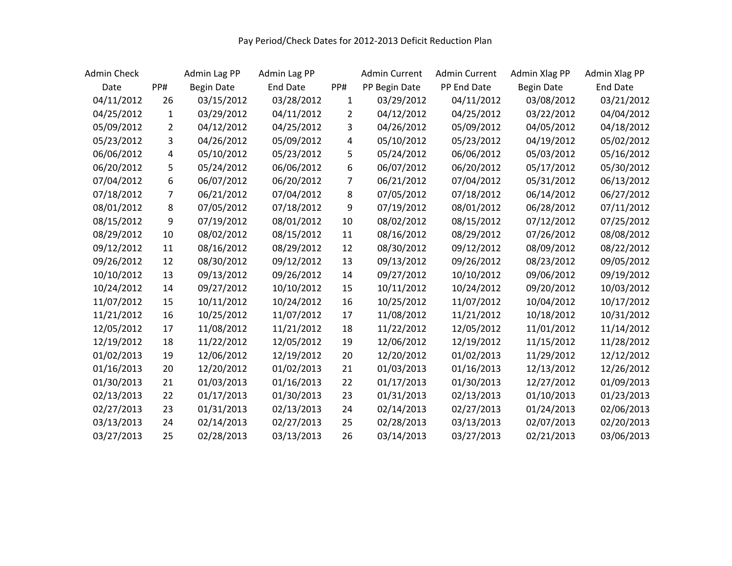Pay Period/Check Dates for 2012-2013 Deficit Reduction Plan

| Admin Check Date | PP# | Admin Lag PP Begin Date | Admin Lag PP End Date | PP# | Admin Current PP Begin Date | Admin Current PP End Date | Admin Xlag PP Begin Date | Admin Xlag PP End Date |
|---|---|---|---|---|---|---|---|---|
| 04/11/2012 | 26 | 03/15/2012 | 03/28/2012 | 1 | 03/29/2012 | 04/11/2012 | 03/08/2012 | 03/21/2012 |
| 04/25/2012 | 1 | 03/29/2012 | 04/11/2012 | 2 | 04/12/2012 | 04/25/2012 | 03/22/2012 | 04/04/2012 |
| 05/09/2012 | 2 | 04/12/2012 | 04/25/2012 | 3 | 04/26/2012 | 05/09/2012 | 04/05/2012 | 04/18/2012 |
| 05/23/2012 | 3 | 04/26/2012 | 05/09/2012 | 4 | 05/10/2012 | 05/23/2012 | 04/19/2012 | 05/02/2012 |
| 06/06/2012 | 4 | 05/10/2012 | 05/23/2012 | 5 | 05/24/2012 | 06/06/2012 | 05/03/2012 | 05/16/2012 |
| 06/20/2012 | 5 | 05/24/2012 | 06/06/2012 | 6 | 06/07/2012 | 06/20/2012 | 05/17/2012 | 05/30/2012 |
| 07/04/2012 | 6 | 06/07/2012 | 06/20/2012 | 7 | 06/21/2012 | 07/04/2012 | 05/31/2012 | 06/13/2012 |
| 07/18/2012 | 7 | 06/21/2012 | 07/04/2012 | 8 | 07/05/2012 | 07/18/2012 | 06/14/2012 | 06/27/2012 |
| 08/01/2012 | 8 | 07/05/2012 | 07/18/2012 | 9 | 07/19/2012 | 08/01/2012 | 06/28/2012 | 07/11/2012 |
| 08/15/2012 | 9 | 07/19/2012 | 08/01/2012 | 10 | 08/02/2012 | 08/15/2012 | 07/12/2012 | 07/25/2012 |
| 08/29/2012 | 10 | 08/02/2012 | 08/15/2012 | 11 | 08/16/2012 | 08/29/2012 | 07/26/2012 | 08/08/2012 |
| 09/12/2012 | 11 | 08/16/2012 | 08/29/2012 | 12 | 08/30/2012 | 09/12/2012 | 08/09/2012 | 08/22/2012 |
| 09/26/2012 | 12 | 08/30/2012 | 09/12/2012 | 13 | 09/13/2012 | 09/26/2012 | 08/23/2012 | 09/05/2012 |
| 10/10/2012 | 13 | 09/13/2012 | 09/26/2012 | 14 | 09/27/2012 | 10/10/2012 | 09/06/2012 | 09/19/2012 |
| 10/24/2012 | 14 | 09/27/2012 | 10/10/2012 | 15 | 10/11/2012 | 10/24/2012 | 09/20/2012 | 10/03/2012 |
| 11/07/2012 | 15 | 10/11/2012 | 10/24/2012 | 16 | 10/25/2012 | 11/07/2012 | 10/04/2012 | 10/17/2012 |
| 11/21/2012 | 16 | 10/25/2012 | 11/07/2012 | 17 | 11/08/2012 | 11/21/2012 | 10/18/2012 | 10/31/2012 |
| 12/05/2012 | 17 | 11/08/2012 | 11/21/2012 | 18 | 11/22/2012 | 12/05/2012 | 11/01/2012 | 11/14/2012 |
| 12/19/2012 | 18 | 11/22/2012 | 12/05/2012 | 19 | 12/06/2012 | 12/19/2012 | 11/15/2012 | 11/28/2012 |
| 01/02/2013 | 19 | 12/06/2012 | 12/19/2012 | 20 | 12/20/2012 | 01/02/2013 | 11/29/2012 | 12/12/2012 |
| 01/16/2013 | 20 | 12/20/2012 | 01/02/2013 | 21 | 01/03/2013 | 01/16/2013 | 12/13/2012 | 12/26/2012 |
| 01/30/2013 | 21 | 01/03/2013 | 01/16/2013 | 22 | 01/17/2013 | 01/30/2013 | 12/27/2012 | 01/09/2013 |
| 02/13/2013 | 22 | 01/17/2013 | 01/30/2013 | 23 | 01/31/2013 | 02/13/2013 | 01/10/2013 | 01/23/2013 |
| 02/27/2013 | 23 | 01/31/2013 | 02/13/2013 | 24 | 02/14/2013 | 02/27/2013 | 01/24/2013 | 02/06/2013 |
| 03/13/2013 | 24 | 02/14/2013 | 02/27/2013 | 25 | 02/28/2013 | 03/13/2013 | 02/07/2013 | 02/20/2013 |
| 03/27/2013 | 25 | 02/28/2013 | 03/13/2013 | 26 | 03/14/2013 | 03/27/2013 | 02/21/2013 | 03/06/2013 |